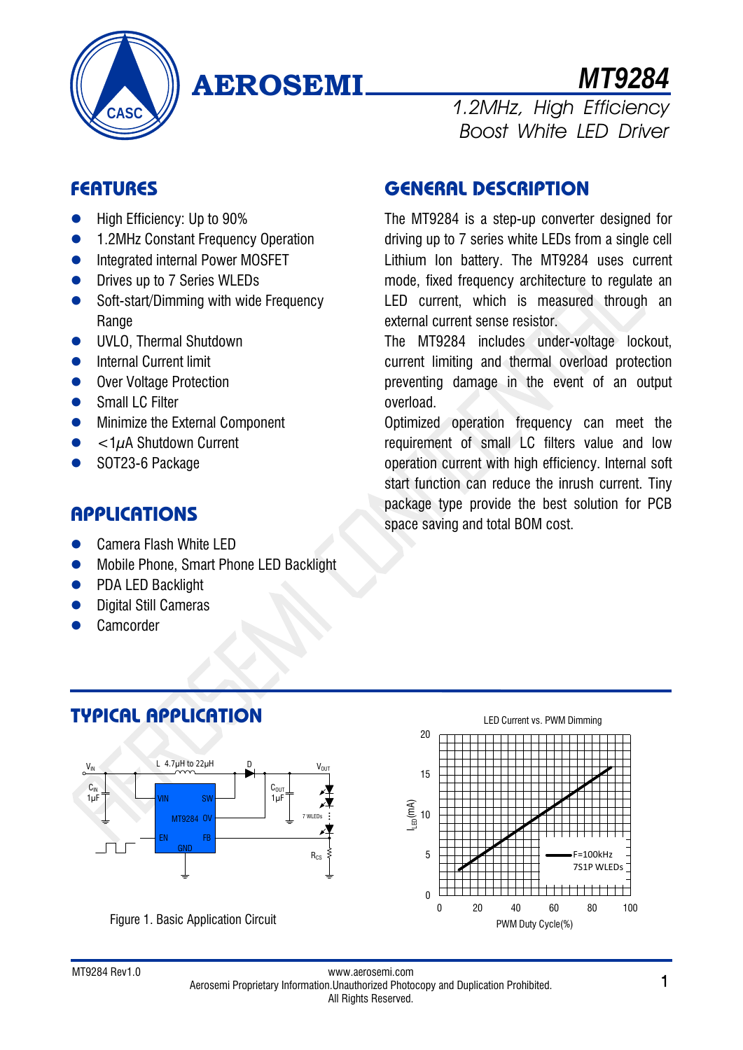# MT9284

1.2MHz, High Efficiency Boost White LED Driver

## FEATURES

- High Efficiency: Up to 90%
- 1.2MHz Constant Frequency Operation
- Integrated internal Power MOSFET
- Drives up to 7 Series WLEDs
- Soft-start/Dimming with wide Frequency Range
- UVLO, Thermal Shutdown
- Internal Current limit
- Over Voltage Protection
- Small LC Filter
- Minimize the External Component
- $<1\mu A$ Shutdown Current
- SOT23-6 Package

## APPLICATIONS

- Camera Flash White LED
- Mobile Phone, Smart Phone LED Backlight
- PDA LED Backlight
- Digital Still Cameras
- Camcorder

## GENERAL DESCRIPTION

The MT9284 is a step-up converter designed for driving up to 7 series white LEDs from a single cell Lithium Ion battery. The MT9284 uses current mode, fixed frequency architecture to regulate an LED current, which is measured through an external current sense resistor.

The MT9284 includes under-voltage lockout, current limiting and thermal overload protection preventing damage in the event of an output overload.

Optimized operation frequency can meet the requirement of small LC filters value and low operation current with high efficiency. Internal soft start function can reduce the inrush current. Tiny package type provide the best solution for PCB space saving and total BOM cost.

## TYPICAL APPLICATION

Figure 1. Basic Application Circuit

LED Current vs. PWM Dimming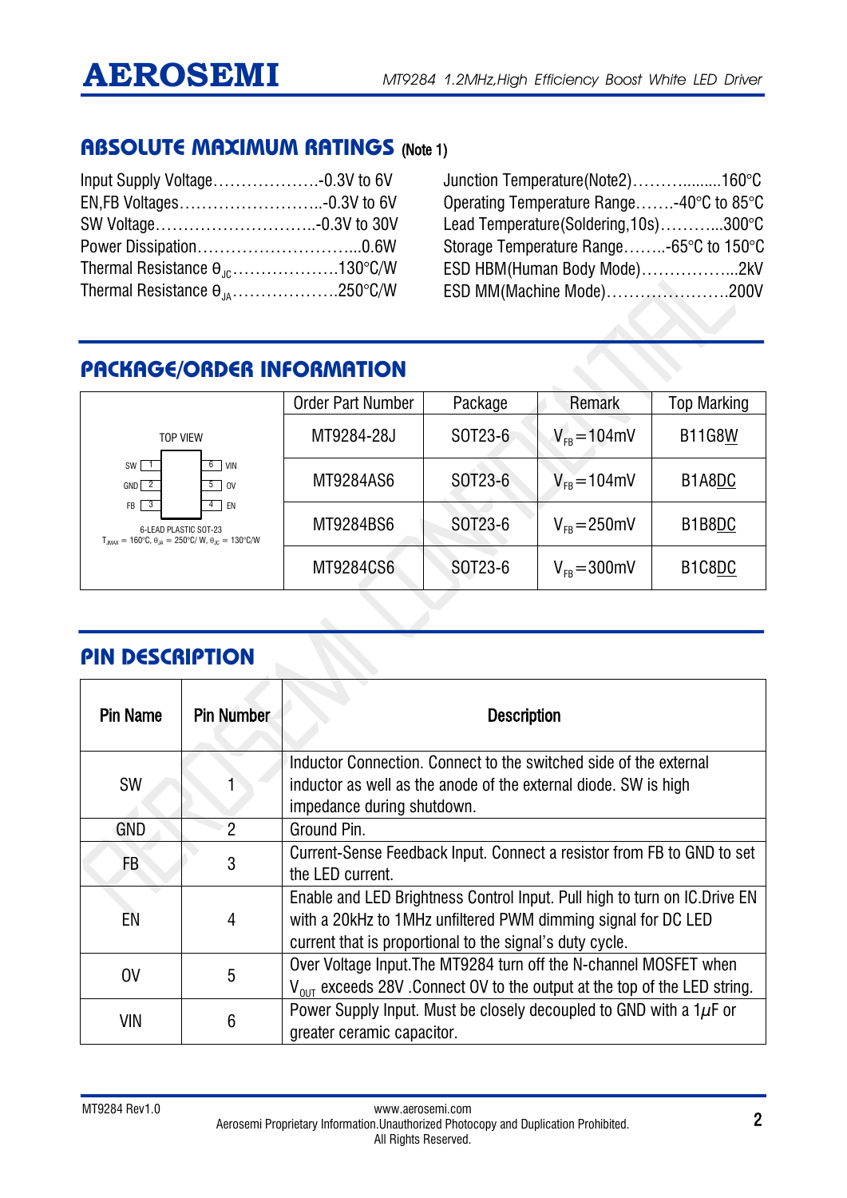## ABSOLUTE MAXIMUM RATINGS (Note 1)

Input Supply Voltage……………….-0.3V to 6V
EN,FB Voltages……………………..-0.3V to 6V
SW Voltage………………………..-0.3V to 30V
Power Dissipation………………………...0.6W
Thermal Resistance $\theta_{JC}$……………….130°C/W
Thermal Resistance $\theta_{JA}$……………….250°C/W

Junction Temperature(Note2)……….......160°C
Operating Temperature Range…….-40°C to 85°C
Lead Temperature(Soldering,10s)………...300°C
Storage Temperature Range……..-65°C to 150°C
ESD HBM(Human Body Mode)……………...2kV
ESD MM(Machine Mode)………………….200V

## PACKAGE/ORDER INFORMATION

TOP VIEW

SW 1 | 6 VIN
GND 2 | 5 OV
FB 3 | 4 EN

6-LEAD PLASTIC SOT-23
$T_{JMAX}$ = 160°C, $\theta_{JA}$ = 250°C/ W, $\theta_{JC}$ = 130°C/W

| Order Part Number | Package | Remark | Top Marking |
|---|---|---|---|
| MT9284-28J | SOT23-6 | $V_{FB}$=104mV | B11G8W |
| MT9284AS6 | SOT23-6 | $V_{FB}$=104mV | B1A8DC |
| MT9284BS6 | SOT23-6 | $V_{FB}$=250mV | B1B8DC |
| MT9284CS6 | SOT23-6 | $V_{FB}$=300mV | B1C8DC |

## PIN DESCRIPTION

| Pin Name | Pin Number | Description |
|---|---|---|
| SW | 1 | Inductor Connection. Connect to the switched side of the external inductor as well as the anode of the external diode. SW is high impedance during shutdown. |
| GND | 2 | Ground Pin. |
| FB | 3 | Current-Sense Feedback Input. Connect a resistor from FB to GND to set the LED current. |
| EN | 4 | Enable and LED Brightness Control Input. Pull high to turn on IC.Drive EN with a 20kHz to 1MHz unfiltered PWM dimming signal for DC LED current that is proportional to the signal's duty cycle. |
| OV | 5 | Over Voltage Input.The MT9284 turn off the N-channel MOSFET when $V_{OUT}$ exceeds 28V .Connect OV to the output at the top of the LED string. |
| VIN | 6 | Power Supply Input. Must be closely decoupled to GND with a 1$\mu$F or greater ceramic capacitor. |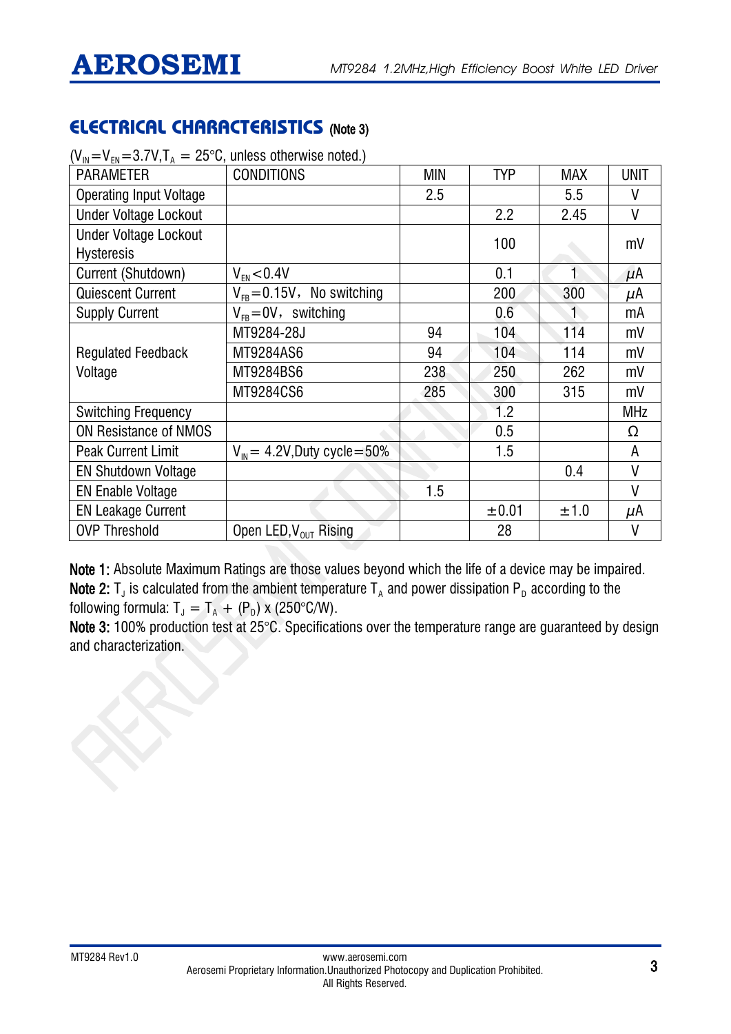## ELECTRICAL CHARACTERISTICS (Note 3)

($V_{IN}$=$V_{EN}$=3.7V,$T_A$ = 25°C, unless otherwise noted.)

| PARAMETER | CONDITIONS | MIN | TYP | MAX | UNIT |
|---|---|---|---|---|---|
| Operating Input Voltage | | 2.5 | | 5.5 | V |
| Under Voltage Lockout | | | 2.2 | 2.45 | V |
| Under Voltage Lockout Hysteresis | | | 100 | | mV |
| Current (Shutdown) | $V_{EN}$<0.4V | | 0.1 | 1 | μA |
| Quiescent Current | $V_{FB}$=0.15V, No switching | | 200 | 300 | μA |
| Supply Current | $V_{FB}$=0V, switching | | 0.6 | 1 | mA |
| Regulated Feedback Voltage | MT9284-28J | 94 | 104 | 114 | mV |
| | MT9284AS6 | 94 | 104 | 114 | mV |
| | MT9284BS6 | 238 | 250 | 262 | mV |
| | MT9284CS6 | 285 | 300 | 315 | mV |
| Switching Frequency | | | 1.2 | | MHz |
| ON Resistance of NMOS | | | 0.5 | | Ω |
| Peak Current Limit | $V_{IN}$= 4.2V,Duty cycle=50% | | 1.5 | | A |
| EN Shutdown Voltage | | | | 0.4 | V |
| EN Enable Voltage | | 1.5 | | | V |
| EN Leakage Current | | | ±0.01 | ±1.0 | μA |
| OVP Threshold | Open LED,$V_{OUT}$ Rising | | 28 | | V |

**Note 1:** Absolute Maximum Ratings are those values beyond which the life of a device may be impaired.
**Note 2:** $T_J$ is calculated from the ambient temperature $T_A$ and power dissipation $P_D$ according to the following formula: $T_J = T_A + (P_D)$ x (250°C/W).
**Note 3:** 100% production test at 25°C. Specifications over the temperature range are guaranteed by design and characterization.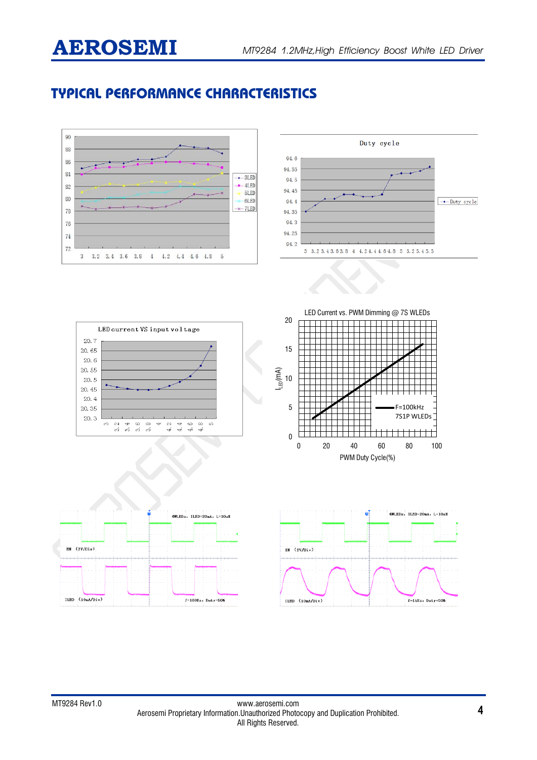# TYPICAL PERFORMANCE CHARACTERISTICS

Duty cycle

LED current VS input voltage

LED Current vs. PWM Dimming @ 7S WLEDs

F=100kHz
7S1P WLEDs

PWM Duty Cycle(%)

$I_{LED}$ (mA)

4WLEDs, ILED=20mA, L=10uH

EN (2V/Div)

ILED (10mA/Div)

f=100Hz, Duty=50%

4WLEDs, ILED=20mA, L=10uH

EN (2V/Div)

ILED (10mA/Div)

f=1kHz, Duty=50%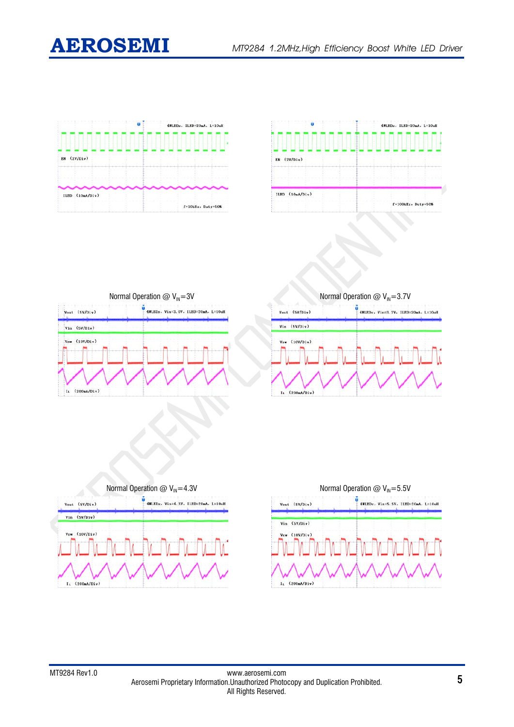Normal Operation @ $V_{IN}$=3V

Normal Operation @ $V_{IN}$=3.7V

Normal Operation @ $V_{IN}$=4.3V

Normal Operation @ $V_{IN}$=5.5V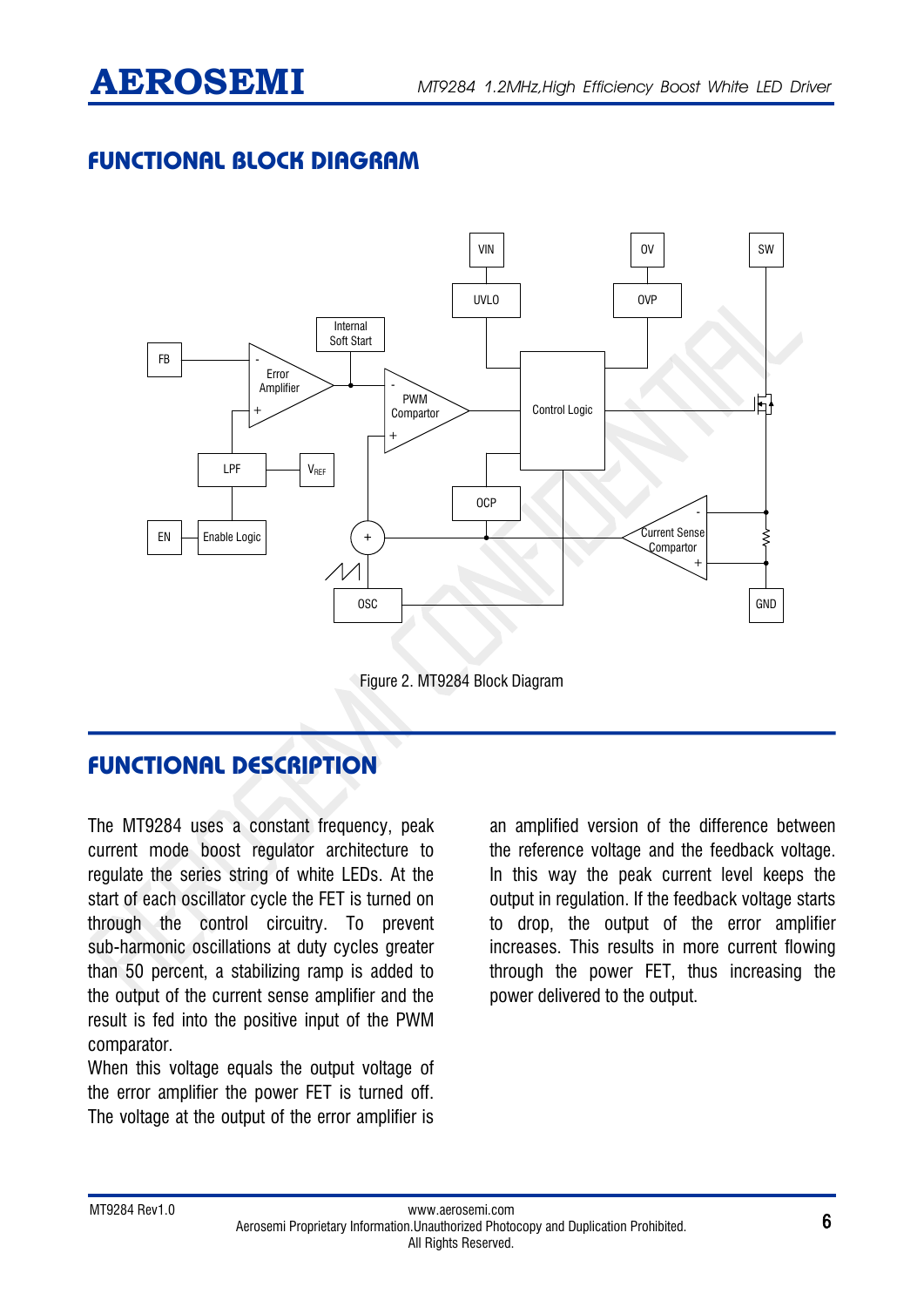## FUNCTIONAL BLOCK DIAGRAM

Figure 2. MT9284 Block Diagram

## FUNCTIONAL DESCRIPTION

The MT9284 uses a constant frequency, peak current mode boost regulator architecture to regulate the series string of white LEDs. At the start of each oscillator cycle the FET is turned on through the control circuitry. To prevent sub-harmonic oscillations at duty cycles greater than 50 percent, a stabilizing ramp is added to the output of the current sense amplifier and the result is fed into the positive input of the PWM comparator.

When this voltage equals the output voltage of the error amplifier the power FET is turned off. The voltage at the output of the error amplifier is an amplified version of the difference between the reference voltage and the feedback voltage. In this way the peak current level keeps the output in regulation. If the feedback voltage starts to drop, the output of the error amplifier increases. This results in more current flowing through the power FET, thus increasing the power delivered to the output.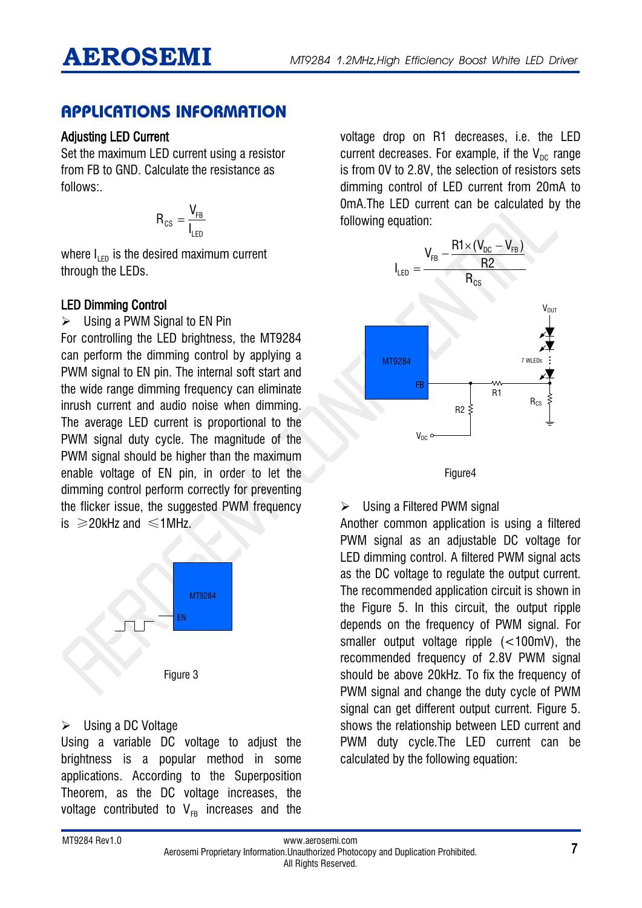## APPLICATIONS INFORMATION

### Adjusting LED Current

Set the maximum LED current using a resistor from FB to GND. Calculate the resistance as follows:.

$$R_{CS} = \frac{V_{FB}}{I_{LED}}$$

where $I_{LED}$ is the desired maximum current through the LEDs.

### LED Dimming Control

➢ Using a PWM Signal to EN Pin

For controlling the LED brightness, the MT9284 can perform the dimming control by applying a PWM signal to EN pin. The internal soft start and the wide range dimming frequency can eliminate inrush current and audio noise when dimming. The average LED current is proportional to the PWM signal duty cycle. The magnitude of the PWM signal should be higher than the maximum enable voltage of EN pin, in order to let the dimming control perform correctly for preventing the flicker issue, the suggested PWM frequency is ≥20kHz and ≤1MHz.

Figure 3

➢ Using a DC Voltage

Using a variable DC voltage to adjust the brightness is a popular method in some applications. According to the Superposition Theorem, as the DC voltage increases, the voltage contributed to $V_{FB}$ increases and the voltage drop on R1 decreases, i.e. the LED current decreases. For example, if the $V_{DC}$ range is from 0V to 2.8V, the selection of resistors sets dimming control of LED current from 20mA to 0mA.The LED current can be calculated by the following equation:

$$I_{LED} = \frac{V_{FB} - \frac{R1 \times (V_{DC} - V_{FB})}{R2}}{R_{CS}}$$

Figure4

➢ Using a Filtered PWM signal

Another common application is using a filtered PWM signal as an adjustable DC voltage for LED dimming control. A filtered PWM signal acts as the DC voltage to regulate the output current. The recommended application circuit is shown in the Figure 5. In this circuit, the output ripple depends on the frequency of PWM signal. For smaller output voltage ripple (<100mV), the recommended frequency of 2.8V PWM signal should be above 20kHz. To fix the frequency of PWM signal and change the duty cycle of PWM signal can get different output current. Figure 5. shows the relationship between LED current and PWM duty cycle.The LED current can be calculated by the following equation: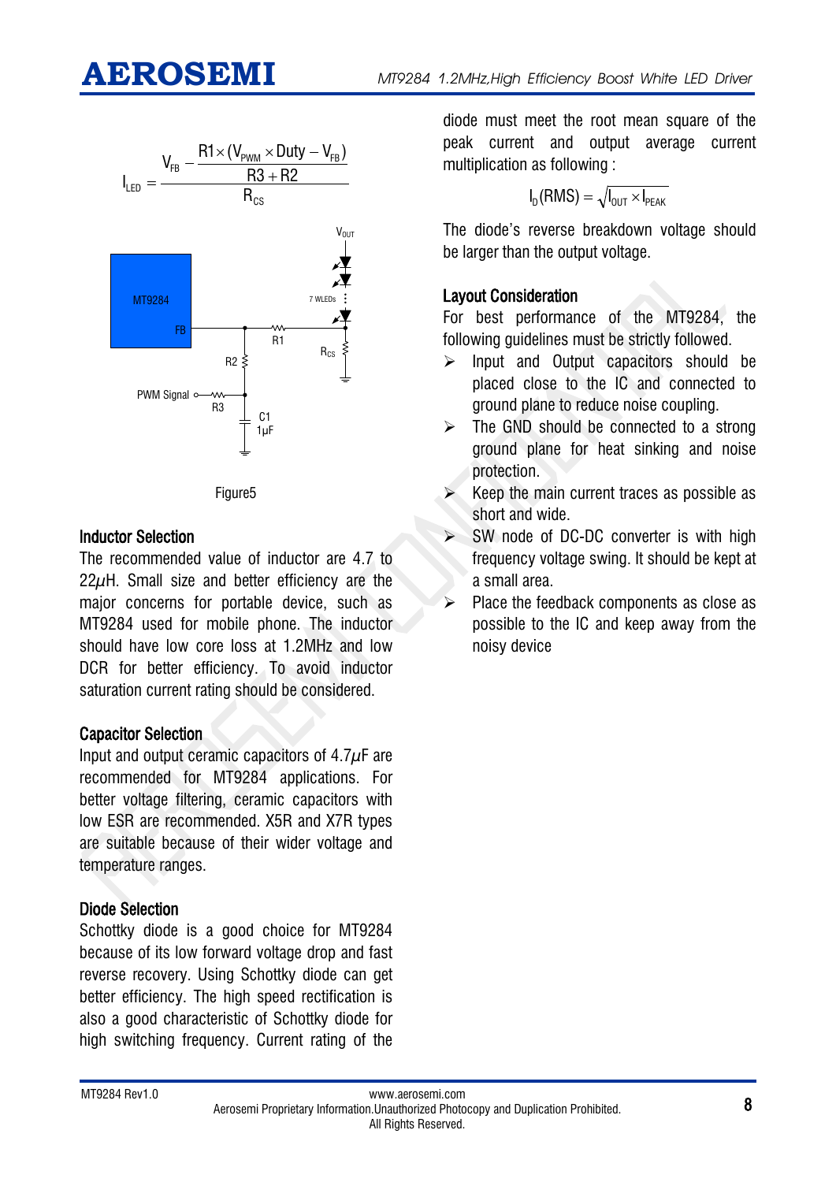$$I_{LED} = \frac{V_{FB} - \frac{R1 \times (V_{PWM} \times Duty - V_{FB})}{R3 + R2}}{R_{CS}}$$

Figure5

### Inductor Selection

The recommended value of inductor are 4.7 to 22$\mu$H. Small size and better efficiency are the major concerns for portable device, such as MT9284 used for mobile phone. The inductor should have low core loss at 1.2MHz and low DCR for better efficiency. To avoid inductor saturation current rating should be considered.

### Capacitor Selection

Input and output ceramic capacitors of 4.7$\mu$F are recommended for MT9284 applications. For better voltage filtering, ceramic capacitors with low ESR are recommended. X5R and X7R types are suitable because of their wider voltage and temperature ranges.

### Diode Selection

Schottky diode is a good choice for MT9284 because of its low forward voltage drop and fast reverse recovery. Using Schottky diode can get better efficiency. The high speed rectification is also a good characteristic of Schottky diode for high switching frequency. Current rating of the diode must meet the root mean square of the peak current and output average current multiplication as following :

$$I_D(RMS) = \sqrt{I_{OUT} \times I_{PEAK}}$$

The diode's reverse breakdown voltage should be larger than the output voltage.

### Layout Consideration

For best performance of the MT9284, the following guidelines must be strictly followed.

- Input and Output capacitors should be placed close to the IC and connected to ground plane to reduce noise coupling.
- The GND should be connected to a strong ground plane for heat sinking and noise protection.
- Keep the main current traces as possible as short and wide.
- SW node of DC-DC converter is with high frequency voltage swing. It should be kept at a small area.
- Place the feedback components as close as possible to the IC and keep away from the noisy device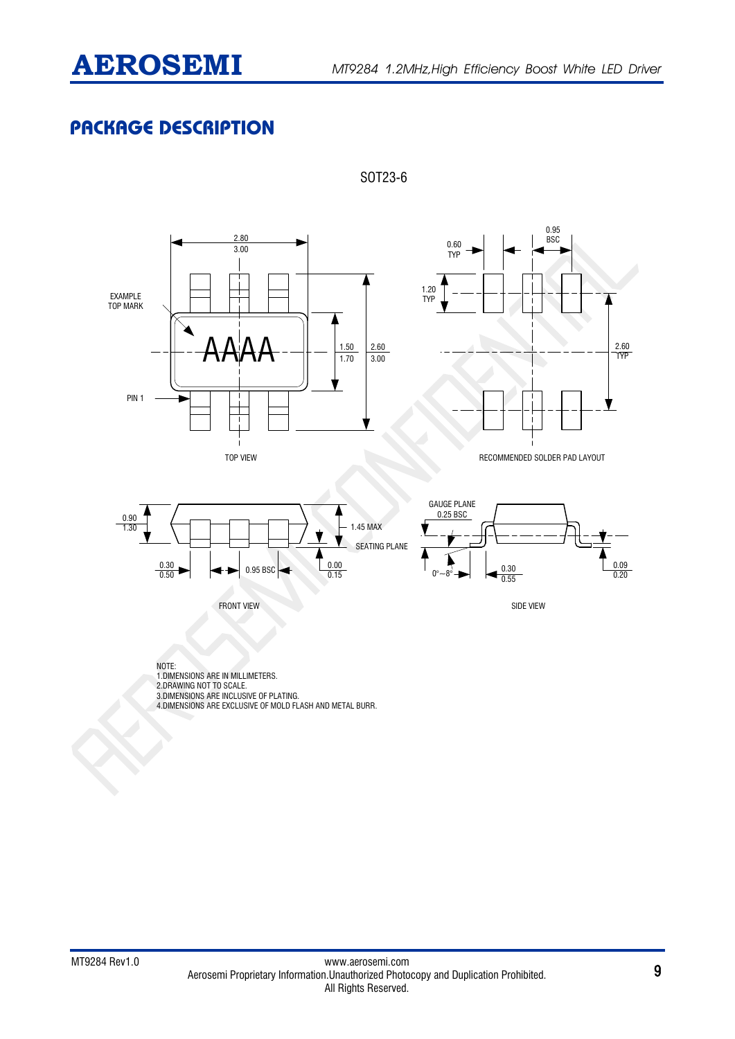## PACKAGE DESCRIPTION

SOT23-6

EXAMPLE TOP MARK

AAAA

PIN 1

2.80
3.00

1.50
1.70

2.60
3.00

TOP VIEW

0.60 TYP

0.95 BSC

1.20 TYP

2.60 TYP

RECOMMENDED SOLDER PAD LAYOUT

0.90
1.30

1.45 MAX

SEATING PLANE

0.30
0.50

0.95 BSC

0.00
0.15

FRONT VIEW

GAUGE PLANE
0.25 BSC

0°~8°

0.30
0.55

0.09
0.20

SIDE VIEW

NOTE:
1.DIMENSIONS ARE IN MILLIMETERS.
2.DRAWING NOT TO SCALE.
3.DIMENSIONS ARE INCLUSIVE OF PLATING.
4.DIMENSIONS ARE EXCLUSIVE OF MOLD FLASH AND METAL BURR.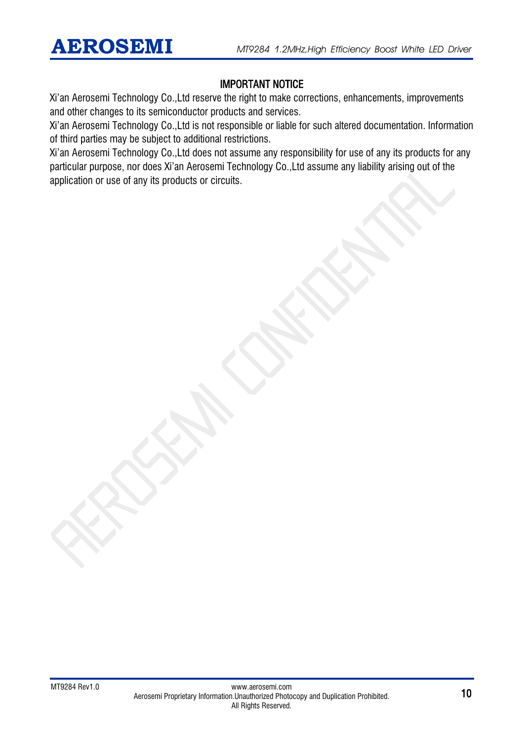## IMPORTANT NOTICE

Xi'an Aerosemi Technology Co.,Ltd reserve the right to make corrections, enhancements, improvements and other changes to its semiconductor products and services.

Xi'an Aerosemi Technology Co.,Ltd is not responsible or liable for such altered documentation. Information of third parties may be subject to additional restrictions.

Xi'an Aerosemi Technology Co.,Ltd does not assume any responsibility for use of any its products for any particular purpose, nor does Xi'an Aerosemi Technology Co.,Ltd assume any liability arising out of the application or use of any its products or circuits.